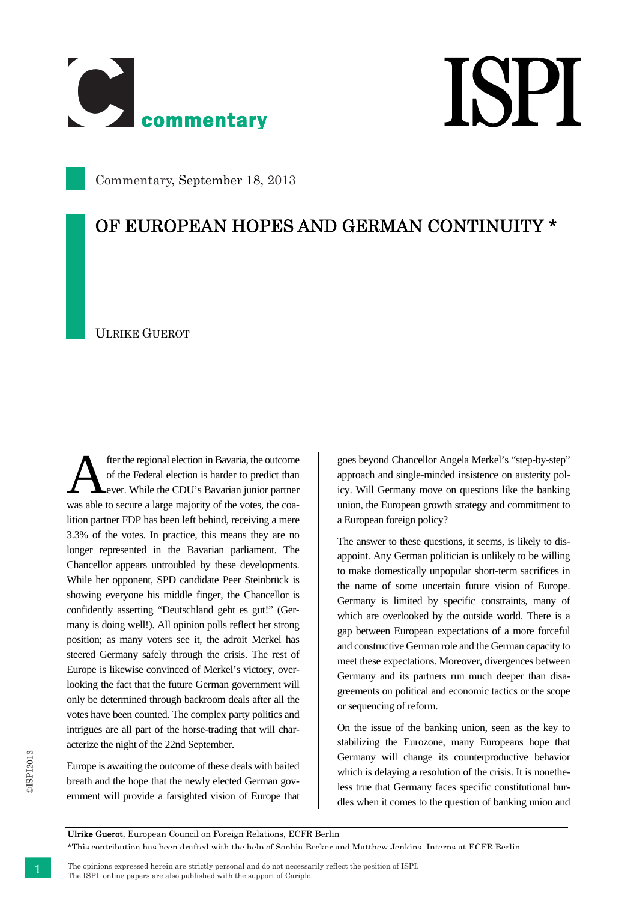Commentary, September 18, 2013

# OF EUROPEAN HOPES AND GERMAN CONTINUITY *

ULRIKE GUEROT

After the regional election in Bavaria, the outcome of the Federal election is harder to predict than ever. While the CDU's Bavarian junior partner was able to secure a large majority of the votes, the coalition partner FDP has been left behind, receiving a mere 3.3% of the votes. In practice, this means they are no longer represented in the Bavarian parliament. The Chancellor appears untroubled by these developments. While her opponent, SPD candidate Peer Steinbrück is showing everyone his middle finger, the Chancellor is confidently asserting "Deutschland geht es gut!" (Germany is doing well!). All opinion polls reflect her strong position; as many voters see it, the adroit Merkel has steered Germany safely through the crisis. The rest of Europe is likewise convinced of Merkel's victory, overlooking the fact that the future German government will only be determined through backroom deals after all the votes have been counted. The complex party politics and intrigues are all part of the horse-trading that will characterize the night of the 22nd September.

Europe is awaiting the outcome of these deals with baited breath and the hope that the newly elected German government will provide a farsighted vision of Europe that goes beyond Chancellor Angela Merkel's "step-by-step" approach and single-minded insistence on austerity policy. Will Germany move on questions like the banking union, the European growth strategy and commitment to a European foreign policy?

The answer to these questions, it seems, is likely to disappoint. Any German politician is unlikely to be willing to make domestically unpopular short-term sacrifices in the name of some uncertain future vision of Europe. Germany is limited by specific constraints, many of which are overlooked by the outside world. There is a gap between European expectations of a more forceful and constructive German role and the German capacity to meet these expectations. Moreover, divergences between Germany and its partners run much deeper than disagreements on political and economic tactics or the scope or sequencing of reform.

On the issue of the banking union, seen as the key to stabilizing the Eurozone, many Europeans hope that Germany will change its counterproductive behavior which is delaying a resolution of the crisis. It is nonetheless true that Germany faces specific constitutional hurdles when it comes to the question of banking union and

**Ulrike Guerot**, European Council on Foreign Relations, ECFR Berlin

*This contribution has been drafted with the help of Sophia Becker and Matthew Jenkins, Interns at ECFR Berlin

The opinions expressed herein are strictly personal and do not necessarily reflect the position of ISPI.
The ISPI online papers are also published with the support of Cariplo.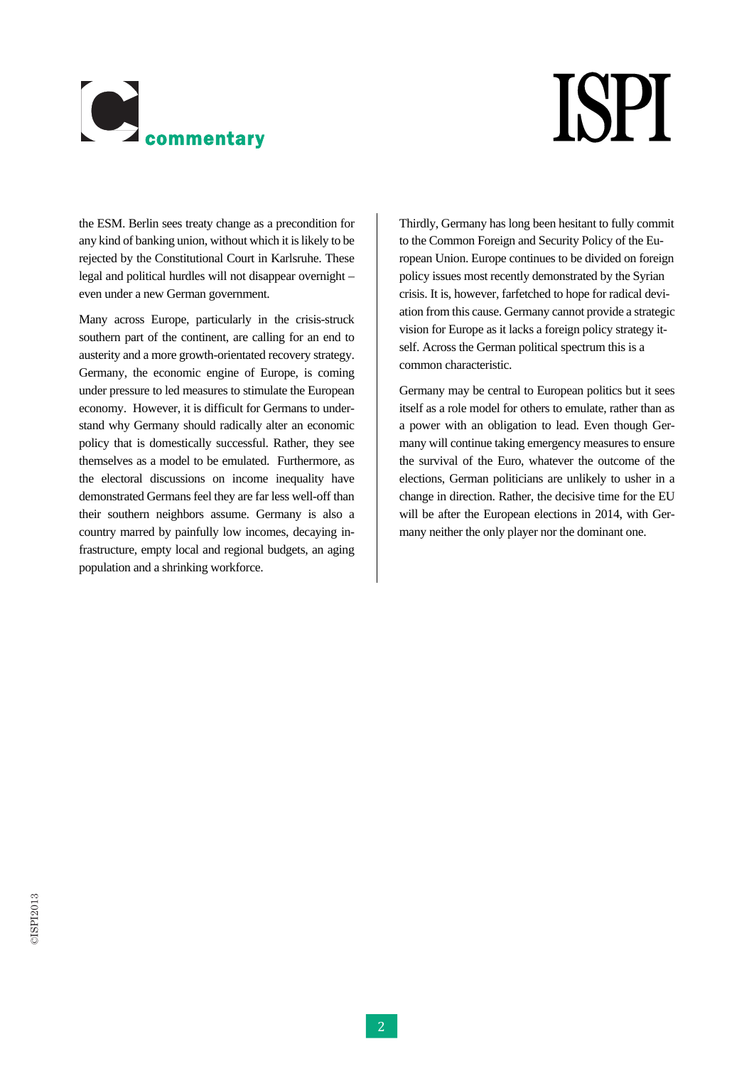the ESM. Berlin sees treaty change as a precondition for any kind of banking union, without which it is likely to be rejected by the Constitutional Court in Karlsruhe. These legal and political hurdles will not disappear overnight – even under a new German government.

Many across Europe, particularly in the crisis-struck southern part of the continent, are calling for an end to austerity and a more growth-orientated recovery strategy. Germany, the economic engine of Europe, is coming under pressure to led measures to stimulate the European economy. However, it is difficult for Germans to understand why Germany should radically alter an economic policy that is domestically successful. Rather, they see themselves as a model to be emulated. Furthermore, as the electoral discussions on income inequality have demonstrated Germans feel they are far less well-off than their southern neighbors assume. Germany is also a country marred by painfully low incomes, decaying infrastructure, empty local and regional budgets, an aging population and a shrinking workforce.

Thirdly, Germany has long been hesitant to fully commit to the Common Foreign and Security Policy of the European Union. Europe continues to be divided on foreign policy issues most recently demonstrated by the Syrian crisis. It is, however, farfetched to hope for radical deviation from this cause. Germany cannot provide a strategic vision for Europe as it lacks a foreign policy strategy itself. Across the German political spectrum this is a common characteristic.

Germany may be central to European politics but it sees itself as a role model for others to emulate, rather than as a power with an obligation to lead. Even though Germany will continue taking emergency measures to ensure the survival of the Euro, whatever the outcome of the elections, German politicians are unlikely to usher in a change in direction. Rather, the decisive time for the EU will be after the European elections in 2014, with Germany neither the only player nor the dominant one.